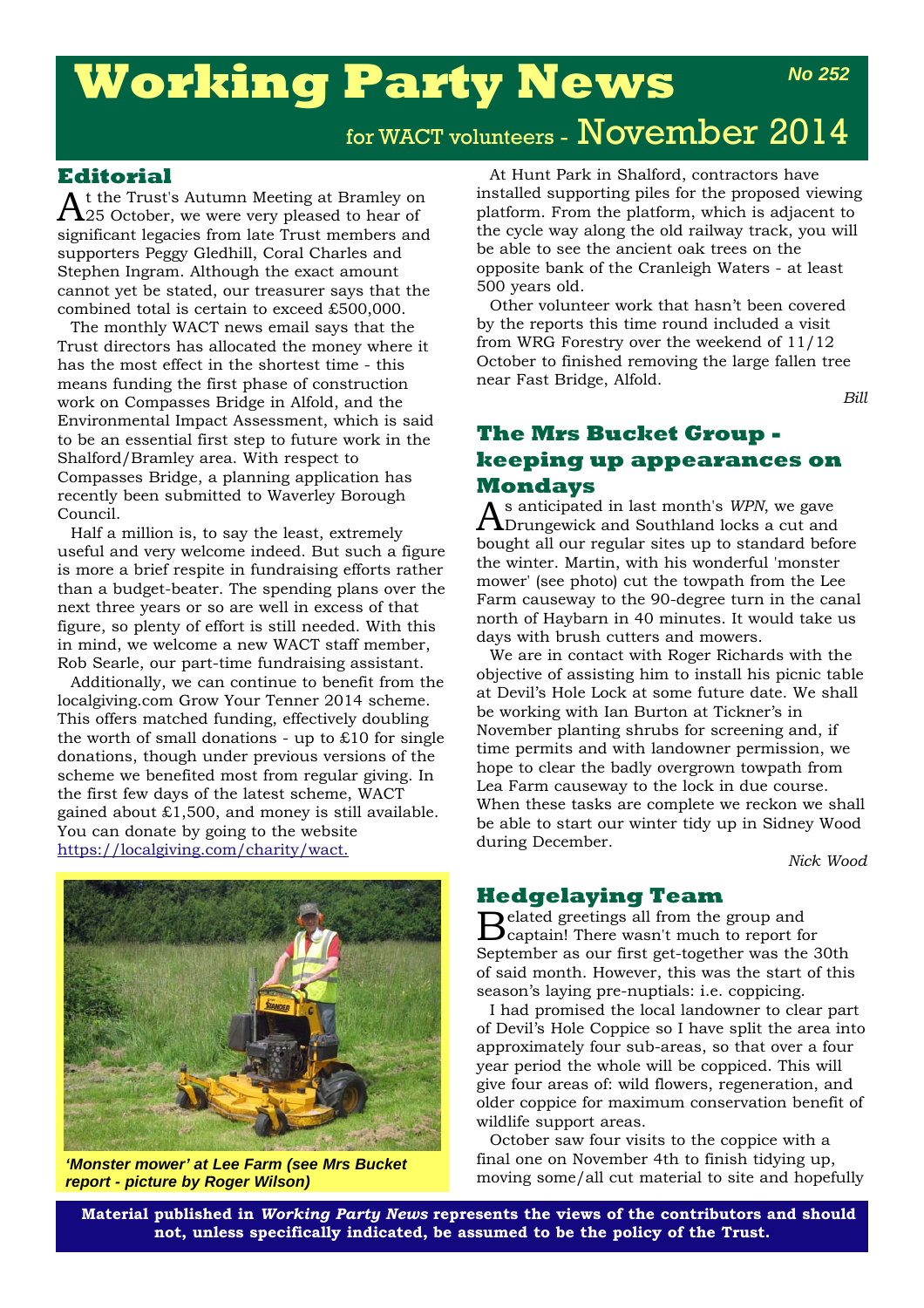# Working Party News

*No 252*

for WACT volunteers - November 2014

## Editorial

At the Trust's Autumn Meeting at Bramley on 25 October, we were very pleased to hear of significant legacies from late Trust members and supporters Peggy Gledhill, Coral Charles and Stephen Ingram. Although the exact amount cannot yet be stated, our treasurer says that the combined total is certain to exceed £500,000.

The monthly WACT news email says that the Trust directors has allocated the money where it has the most effect in the shortest time - this means funding the first phase of construction work on Compasses Bridge in Alfold, and the Environmental Impact Assessment, which is said to be an essential first step to future work in the Shalford/Bramley area. With respect to Compasses Bridge, a planning application has recently been submitted to Waverley Borough Council.

Half a million is, to say the least, extremely useful and very welcome indeed. But such a figure is more a brief respite in fundraising efforts rather than a budget-beater. The spending plans over the next three years or so are well in excess of that figure, so plenty of effort is still needed. With this in mind, we welcome a new WACT staff member, Rob Searle, our part-time fundraising assistant.

Additionally, we can continue to benefit from the localgiving.com Grow Your Tenner 2014 scheme. This offers matched funding, effectively doubling the worth of small donations - up to £10 for single donations, though under previous versions of the scheme we benefited most from regular giving. In the first few days of the latest scheme, WACT gained about £1,500, and money is still available. You can donate by going to the website https://localgiving.com/charity/wact.

At Hunt Park in Shalford, contractors have installed supporting piles for the proposed viewing platform. From the platform, which is adjacent to the cycle way along the old railway track, you will be able to see the ancient oak trees on the opposite bank of the Cranleigh Waters - at least 500 years old.

Other volunteer work that hasn't been covered by the reports this time round included a visit from WRG Forestry over the weekend of 11/12 October to finished removing the large fallen tree near Fast Bridge, Alfold.

*Bill*

*'Monster mower' at Lee Farm (see Mrs Bucket report - picture by Roger Wilson)*

## The Mrs Bucket Group - keeping up appearances on Mondays

As anticipated in last month's *WPN*, we gave Drungewick and Southland locks a cut and bought all our regular sites up to standard before the winter. Martin, with his wonderful 'monster mower' (see photo) cut the towpath from the Lee Farm causeway to the 90-degree turn in the canal north of Haybarn in 40 minutes. It would take us days with brush cutters and mowers.

We are in contact with Roger Richards with the objective of assisting him to install his picnic table at Devil's Hole Lock at some future date. We shall be working with Ian Burton at Tickner's in November planting shrubs for screening and, if time permits and with landowner permission, we hope to clear the badly overgrown towpath from Lea Farm causeway to the lock in due course. When these tasks are complete we reckon we shall be able to start our winter tidy up in Sidney Wood during December.

*Nick Wood*

## Hedgelaying Team

Belated greetings all from the group and captain! There wasn't much to report for September as our first get-together was the 30th of said month. However, this was the start of this season's laying pre-nuptials: i.e. coppicing.

I had promised the local landowner to clear part of Devil's Hole Coppice so I have split the area into approximately four sub-areas, so that over a four year period the whole will be coppiced. This will give four areas of: wild flowers, regeneration, and older coppice for maximum conservation benefit of wildlife support areas.

October saw four visits to the coppice with a final one on November 4th to finish tidying up, moving some/all cut material to site and hopefully

**Material published in *Working Party News* represents the views of the contributors and should not, unless specifically indicated, be assumed to be the policy of the Trust.**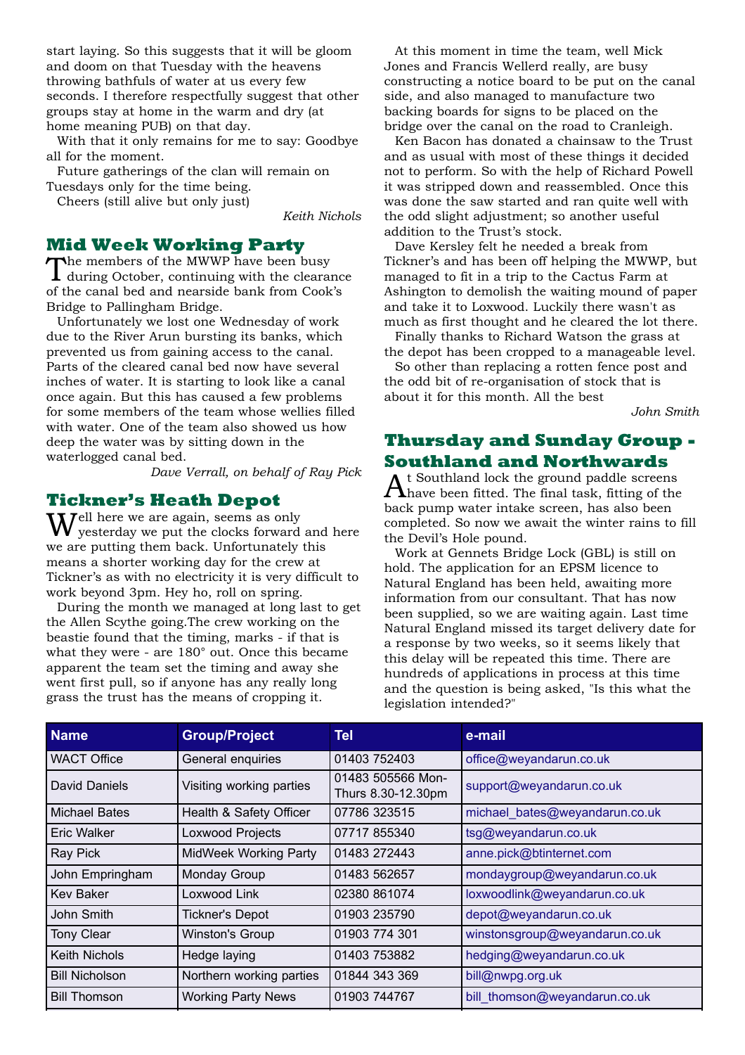start laying. So this suggests that it will be gloom and doom on that Tuesday with the heavens throwing bathfuls of water at us every few seconds. I therefore respectfully suggest that other groups stay at home in the warm and dry (at home meaning PUB) on that day.

With that it only remains for me to say: Goodbye all for the moment.

Future gatherings of the clan will remain on Tuesdays only for the time being.

Cheers (still alive but only just)

*Keith Nichols*

## Mid Week Working Party

The members of the MWWP have been busy during October, continuing with the clearance of the canal bed and nearside bank from Cook's Bridge to Pallingham Bridge.

Unfortunately we lost one Wednesday of work due to the River Arun bursting its banks, which prevented us from gaining access to the canal. Parts of the cleared canal bed now have several inches of water. It is starting to look like a canal once again. But this has caused a few problems for some members of the team whose wellies filled with water. One of the team also showed us how deep the water was by sitting down in the waterlogged canal bed.

*Dave Verrall, on behalf of Ray Pick*

## Tickner's Heath Depot

Well here we are again, seems as only yesterday we put the clocks forward and here we are putting them back. Unfortunately this means a shorter working day for the crew at Tickner's as with no electricity it is very difficult to work beyond 3pm. Hey ho, roll on spring.

During the month we managed at long last to get the Allen Scythe going.The crew working on the beastie found that the timing, marks - if that is what they were - are 180° out. Once this became apparent the team set the timing and away she went first pull, so if anyone has any really long grass the trust has the means of cropping it.

At this moment in time the team, well Mick Jones and Francis Wellerd really, are busy constructing a notice board to be put on the canal side, and also managed to manufacture two backing boards for signs to be placed on the bridge over the canal on the road to Cranleigh.

Ken Bacon has donated a chainsaw to the Trust and as usual with most of these things it decided not to perform. So with the help of Richard Powell it was stripped down and reassembled. Once this was done the saw started and ran quite well with the odd slight adjustment; so another useful addition to the Trust's stock.

Dave Kersley felt he needed a break from Tickner's and has been off helping the MWWP, but managed to fit in a trip to the Cactus Farm at Ashington to demolish the waiting mound of paper and take it to Loxwood. Luckily there wasn't as much as first thought and he cleared the lot there.

Finally thanks to Richard Watson the grass at the depot has been cropped to a manageable level.

So other than replacing a rotten fence post and the odd bit of re-organisation of stock that is about it for this month. All the best

*John Smith*

## Thursday and Sunday Group - Southland and Northwards

At Southland lock the ground paddle screens have been fitted. The final task, fitting of the back pump water intake screen, has also been completed. So now we await the winter rains to fill the Devil's Hole pound.

Work at Gennets Bridge Lock (GBL) is still on hold. The application for an EPSM licence to Natural England has been held, awaiting more information from our consultant. That has now been supplied, so we are waiting again. Last time Natural England missed its target delivery date for a response by two weeks, so it seems likely that this delay will be repeated this time. There are hundreds of applications in process at this time and the question is being asked, "Is this what the legislation intended?"

| Name | Group/Project | Tel | e-mail |
|---|---|---|---|
| WACT Office | General enquiries | 01403 752403 | office@weyandarun.co.uk |
| David Daniels | Visiting working parties | 01483 505566 Mon-Thurs 8.30-12.30pm | support@weyandarun.co.uk |
| Michael Bates | Health & Safety Officer | 07786 323515 | michael_bates@weyandarun.co.uk |
| Eric Walker | Loxwood Projects | 07717 855340 | tsg@weyandarun.co.uk |
| Ray Pick | MidWeek Working Party | 01483 272443 | anne.pick@btinternet.com |
| John Empringham | Monday Group | 01483 562657 | mondaygroup@weyandarun.co.uk |
| Kev Baker | Loxwood Link | 02380 861074 | loxwoodlink@weyandarun.co.uk |
| John Smith | Tickner's Depot | 01903 235790 | depot@weyandarun.co.uk |
| Tony Clear | Winston's Group | 01903 774 301 | winstonsgroup@weyandarun.co.uk |
| Keith Nichols | Hedge laying | 01403 753882 | hedging@weyandarun.co.uk |
| Bill Nicholson | Northern working parties | 01844 343 369 | bill@nwpg.org.uk |
| Bill Thomson | Working Party News | 01903 744767 | bill_thomson@weyandarun.co.uk |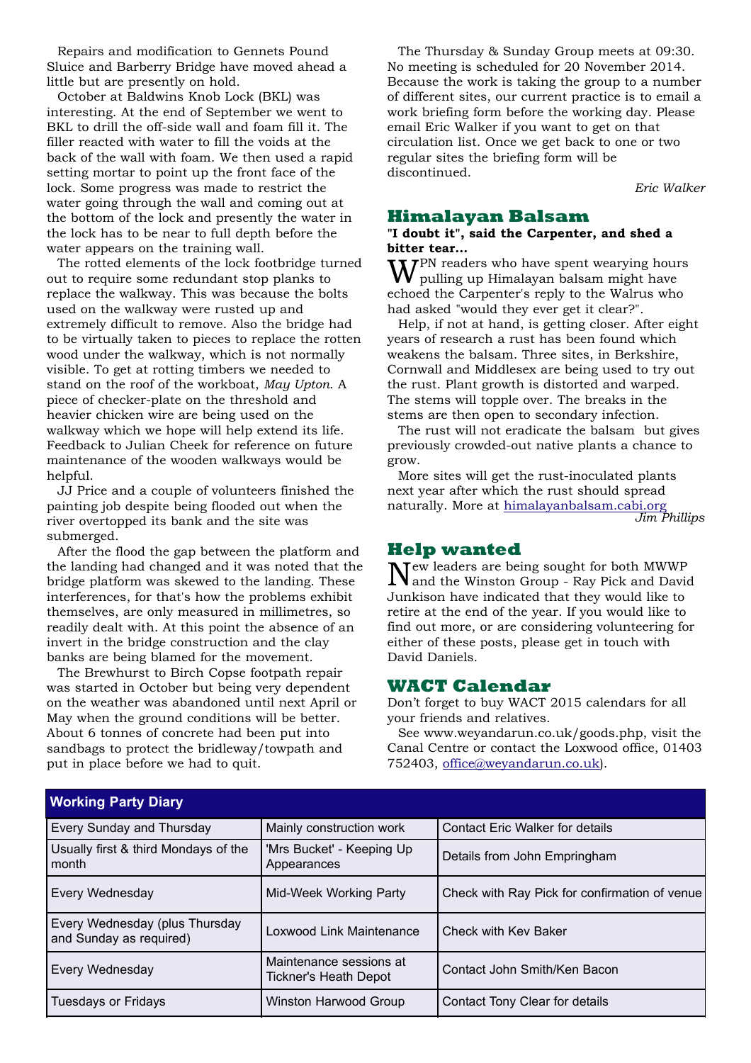Repairs and modification to Gennets Pound Sluice and Barberry Bridge have moved ahead a little but are presently on hold.

October at Baldwins Knob Lock (BKL) was interesting. At the end of September we went to BKL to drill the off-side wall and foam fill it. The filler reacted with water to fill the voids at the back of the wall with foam. We then used a rapid setting mortar to point up the front face of the lock. Some progress was made to restrict the water going through the wall and coming out at the bottom of the lock and presently the water in the lock has to be near to full depth before the water appears on the training wall.

The rotted elements of the lock footbridge turned out to require some redundant stop planks to replace the walkway. This was because the bolts used on the walkway were rusted up and extremely difficult to remove. Also the bridge had to be virtually taken to pieces to replace the rotten wood under the walkway, which is not normally visible. To get at rotting timbers we needed to stand on the roof of the workboat, *May Upton*. A piece of checker-plate on the threshold and heavier chicken wire are being used on the walkway which we hope will help extend its life. Feedback to Julian Cheek for reference on future maintenance of the wooden walkways would be helpful.

JJ Price and a couple of volunteers finished the painting job despite being flooded out when the river overtopped its bank and the site was submerged.

After the flood the gap between the platform and the landing had changed and it was noted that the bridge platform was skewed to the landing. These interferences, for that's how the problems exhibit themselves, are only measured in millimetres, so readily dealt with. At this point the absence of an invert in the bridge construction and the clay banks are being blamed for the movement.

The Brewhurst to Birch Copse footpath repair was started in October but being very dependent on the weather was abandoned until next April or May when the ground conditions will be better. About 6 tonnes of concrete had been put into sandbags to protect the bridleway/towpath and put in place before we had to quit.

The Thursday & Sunday Group meets at 09:30. No meeting is scheduled for 20 November 2014. Because the work is taking the group to a number of different sites, our current practice is to email a work briefing form before the working day. Please email Eric Walker if you want to get on that circulation list. Once we get back to one or two regular sites the briefing form will be discontinued.

*Eric Walker*

## Himalayan Balsam

**"I doubt it", said the Carpenter, and shed a bitter tear...**

WPN readers who have spent wearying hours pulling up Himalayan balsam might have echoed the Carpenter's reply to the Walrus who had asked "would they ever get it clear?".

Help, if not at hand, is getting closer. After eight years of research a rust has been found which weakens the balsam. Three sites, in Berkshire, Cornwall and Middlesex are being used to try out the rust. Plant growth is distorted and warped. The stems will topple over. The breaks in the stems are then open to secondary infection.

The rust will not eradicate the balsam but gives previously crowded-out native plants a chance to grow.

More sites will get the rust-inoculated plants next year after which the rust should spread naturally. More at himalayanbalsam.cabi.org

*Jim Phillips*

## Help wanted

New leaders are being sought for both MWWP and the Winston Group - Ray Pick and David Junkison have indicated that they would like to retire at the end of the year. If you would like to find out more, or are considering volunteering for either of these posts, please get in touch with David Daniels.

## WACT Calendar

Don't forget to buy WACT 2015 calendars for all your friends and relatives.

See www.weyandarun.co.uk/goods.php, visit the Canal Centre or contact the Loxwood office, 01403 752403, office@weyandarun.co.uk).

| Working Party Diary | | |
|---|---|---|
| Every Sunday and Thursday | Mainly construction work | Contact Eric Walker for details |
| Usually first & third Mondays of the month | 'Mrs Bucket' - Keeping Up Appearances | Details from John Empringham |
| Every Wednesday | Mid-Week Working Party | Check with Ray Pick for confirmation of venue |
| Every Wednesday (plus Thursday and Sunday as required) | Loxwood Link Maintenance | Check with Kev Baker |
| Every Wednesday | Maintenance sessions at Tickner's Heath Depot | Contact John Smith/Ken Bacon |
| Tuesdays or Fridays | Winston Harwood Group | Contact Tony Clear for details |